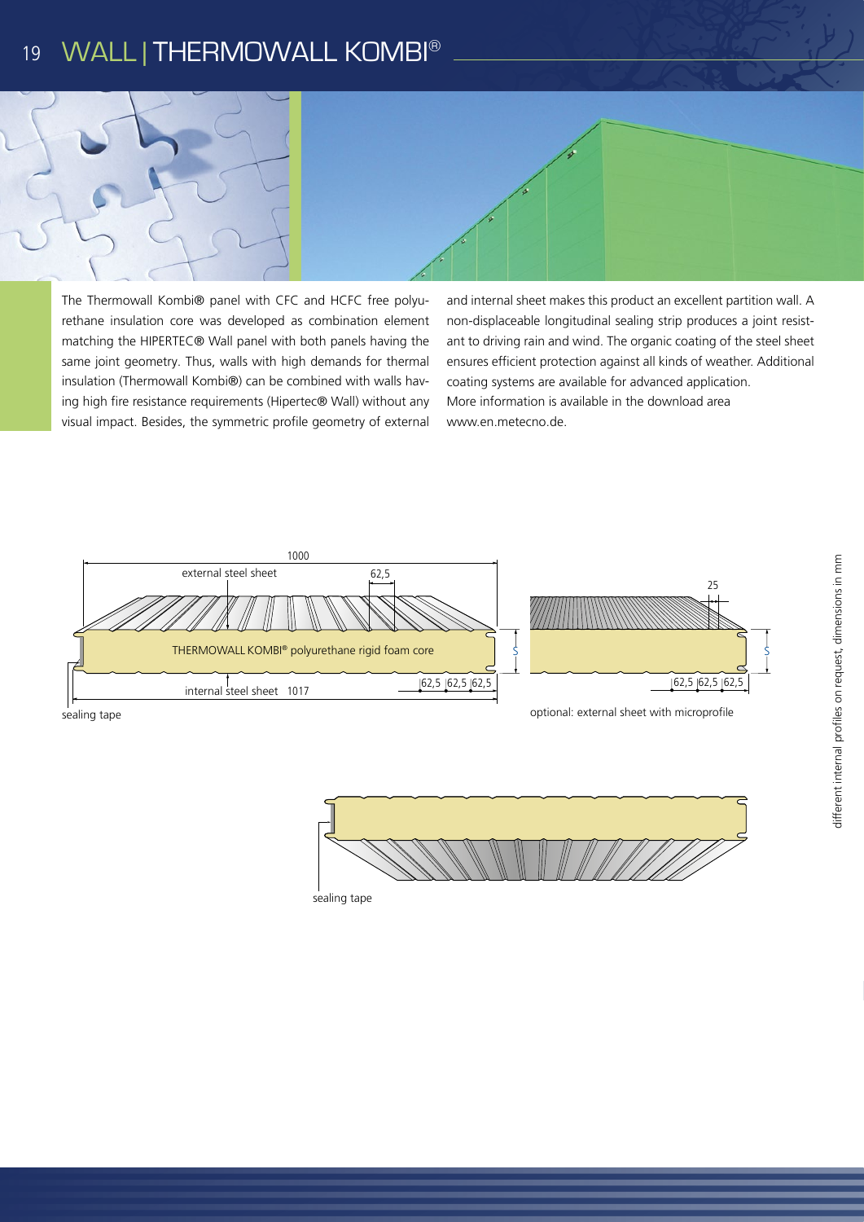# WALL | THERMOWALL KOMBI®

The Thermowall Kombi® panel with CFC and HCFC free polyurethane insulation core was developed as combination element matching the HIPERTEC® Wall panel with both panels having the same joint geometry. Thus, walls with high demands for thermal insulation (Thermowall Kombi®) can be combined with walls having high fire resistance requirements (Hipertec® Wall) without any visual impact. Besides, the symmetric profile geometry of external and internal sheet makes this product an excellent partition wall. A non-displaceable longitudinal sealing strip produces a joint resistant to driving rain and wind. The organic coating of the steel sheet ensures efficient protection against all kinds of weather. Additional coating systems are available for advanced application.
More information is available in the download area www.en.metecno.de.

1000

external steel sheet

62,5

THERMOWALL KOMBI® polyurethane rigid foam core

S

internal steel sheet 1017

62,5 62,5 62,5

sealing tape

25

S

62,5 62,5 62,5

optional: external sheet with microprofile

sealing tape

different internal profiles on request, dimensions in mm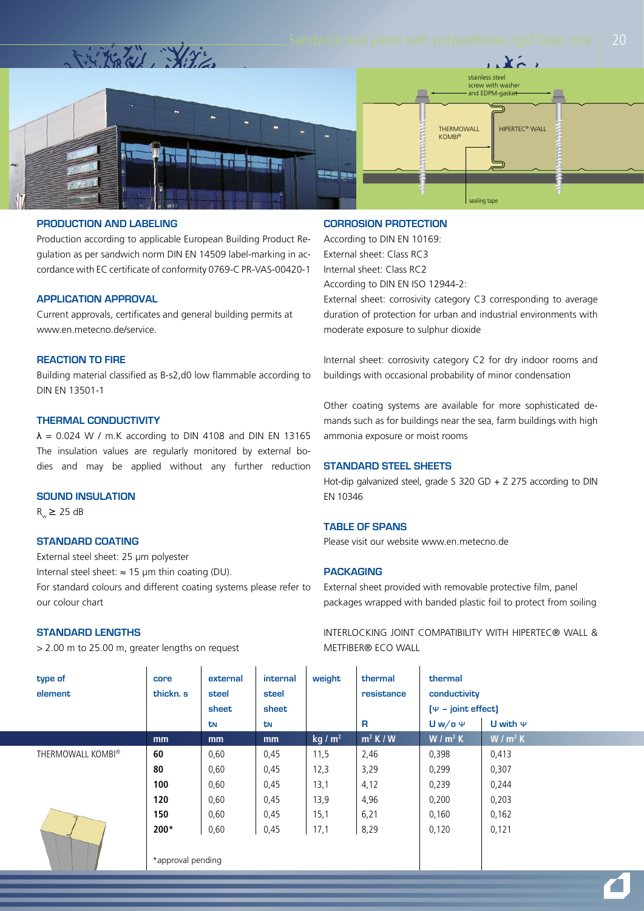stainless steel screw with washer and EPDM-gasket

THERMOWALL KOMBI®

HIPERTEC® WALL

sealing tape

### PRODUCTION AND LABELING

Production according to applicable European Building Product Regulation as per sandwich norm DIN EN 14509 label-marking in accordance with EC certificate of conformity 0769-C PR-VAS-00420-1

### APPLICATION APPROVAL

Current approvals, certificates and general building permits at www.en.metecno.de/service.

### REACTION TO FIRE

Building material classified as B-s2,d0 low flammable according to DIN EN 13501-1

### THERMAL CONDUCTIVITY

$\lambda$ = 0.024 W / m.K according to DIN 4108 and DIN EN 13165
The insulation values are regularly monitored by external bodies and may be applied without any further reduction

### SOUND INSULATION

$R_w \geq 25$ dB

### STANDARD COATING

External steel sheet: 25 µm polyester
Internal steel sheet: ≈ 15 µm thin coating (DU).
For standard colours and different coating systems please refer to our colour chart

### STANDARD LENGTHS

> 2.00 m to 25.00 m, greater lengths on request

### CORROSION PROTECTION

According to DIN EN 10169:
External sheet: Class RC3
Internal sheet: Class RC2
According to DIN EN ISO 12944-2:
External sheet: corrosivity category C3 corresponding to average duration of protection for urban and industrial environments with moderate exposure to sulphur dioxide

Internal sheet: corrosivity category C2 for dry indoor rooms and buildings with occasional probability of minor condensation

Other coating systems are available for more sophisticated demands such as for buildings near the sea, farm buildings with high ammonia exposure or moist rooms

### STANDARD STEEL SHEETS

Hot-dip galvanized steel, grade S 320 GD + Z 275 according to DIN EN 10346

### TABLE OF SPANS

Please visit our website www.en.metecno.de

### PACKAGING

External sheet provided with removable protective film, panel packages wrapped with banded plastic foil to protect from soiling

INTERLOCKING JOINT COMPATIBILITY WITH HIPERTEC® WALL & METFIBER® ECO WALL

| type of element | core thickn. s | external steel sheet $t_N$ | internal steel sheet $t_N$ | weight | thermal resistance R | thermal conductivity (Ψ – joint effect) U w/o Ψ | U with Ψ |
|---|---|---|---|---|---|---|---|
| | mm | mm | mm | kg / m² | m² K / W | W / m² K | W / m² K |
| THERMOWALL KOMBI® | **60** | 0,60 | 0,45 | 11,5 | 2,46 | 0,398 | 0,413 |
| | **80** | 0,60 | 0,45 | 12,3 | 3,29 | 0,299 | 0,307 |
| | **100** | 0,60 | 0,45 | 13,1 | 4,12 | 0,239 | 0,244 |
| | **120** | 0,60 | 0,45 | 13,9 | 4,96 | 0,200 | 0,203 |
| | **150** | 0,60 | 0,45 | 15,1 | 6,21 | 0,160 | 0,162 |
| | **200*** | 0,60 | 0,45 | 17,1 | 8,29 | 0,120 | 0,121 |

*approval pending